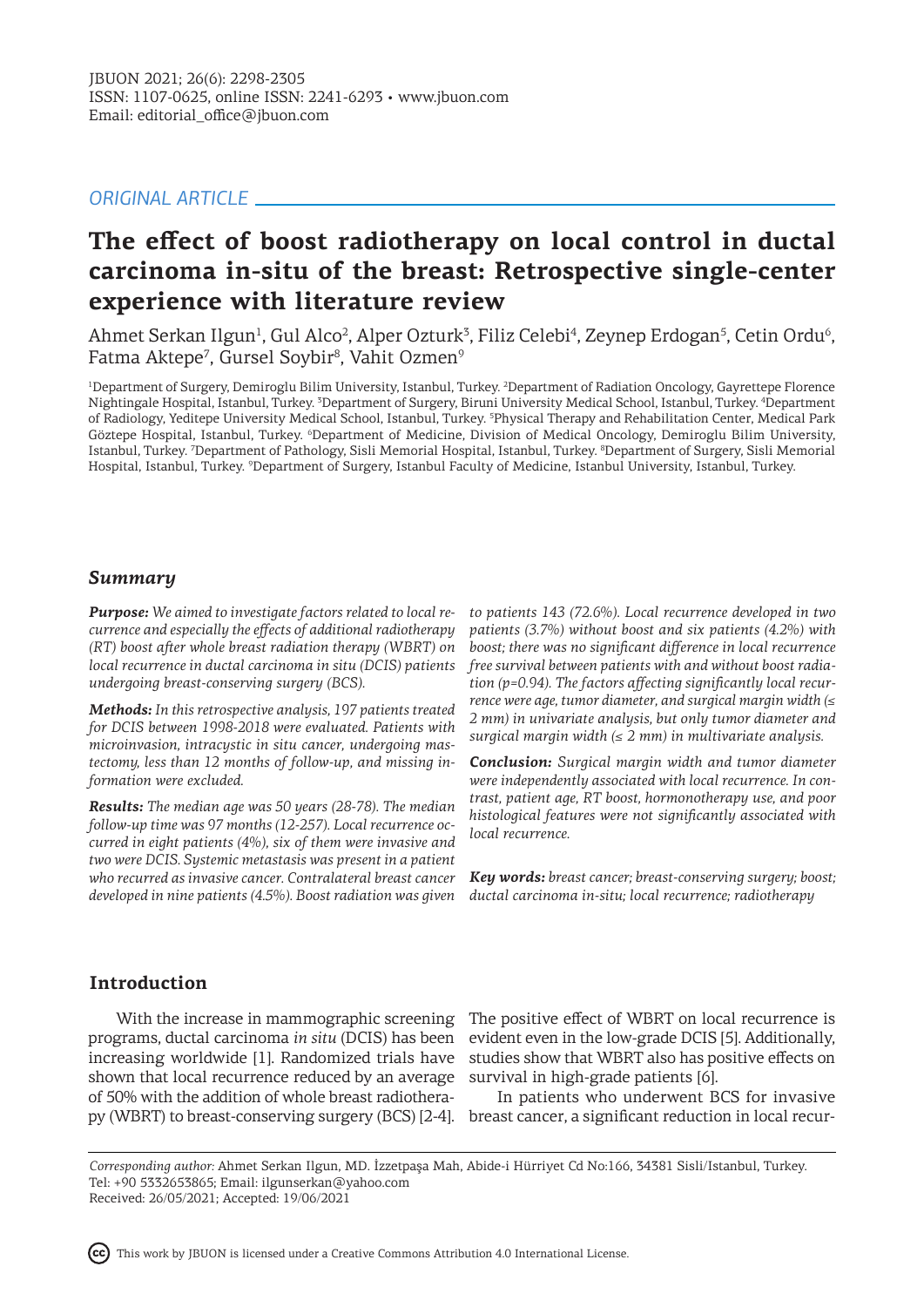*ORIGINAL ARTICLE*

# The effect of boost radiotherapy on local control in ductal carcinoma in-situ of the breast: Retrospective single-center experience with literature review

Ahmet Serkan Ilgun[1], Gul Alco[2], Alper Ozturk[3], Filiz Celebi[4], Zeynep Erdogan[5], Cetin Ordu[6], Fatma Aktepe[7], Gursel Soybir[8], Vahit Ozmen[9]

[1]Department of Surgery, Demiroglu Bilim University, Istanbul, Turkey. [2]Department of Radiation Oncology, Gayrettepe Florence Nightingale Hospital, Istanbul, Turkey. [3]Department of Surgery, Biruni University Medical School, Istanbul, Turkey. [4]Department of Radiology, Yeditepe University Medical School, Istanbul, Turkey. [5]Physical Therapy and Rehabilitation Center, Medical Park Göztepe Hospital, Istanbul, Turkey. [6]Department of Medicine, Division of Medical Oncology, Demiroglu Bilim University, Istanbul, Turkey. [7]Department of Pathology, Sisli Memorial Hospital, Istanbul, Turkey. [8]Department of Surgery, Sisli Memorial Hospital, Istanbul, Turkey. [9]Department of Surgery, Istanbul Faculty of Medicine, Istanbul University, Istanbul, Turkey.

## Summary

***Purpose:*** *We aimed to investigate factors related to local recurrence and especially the effects of additional radiotherapy (RT) boost after whole breast radiation therapy (WBRT) on local recurrence in ductal carcinoma in situ (DCIS) patients undergoing breast-conserving surgery (BCS).*

***Methods:*** *In this retrospective analysis, 197 patients treated for DCIS between 1998-2018 were evaluated. Patients with microinvasion, intracystic in situ cancer, undergoing mastectomy, less than 12 months of follow-up, and missing information were excluded.*

***Results:*** *The median age was 50 years (28-78). The median follow-up time was 97 months (12-257). Local recurrence occurred in eight patients (4%), six of them were invasive and two were DCIS. Systemic metastasis was present in a patient who recurred as invasive cancer. Contralateral breast cancer developed in nine patients (4.5%). Boost radiation was given to patients 143 (72.6%). Local recurrence developed in two patients (3.7%) without boost and six patients (4.2%) with boost; there was no significant difference in local recurrence free survival between patients with and without boost radiation (p=0.94). The factors affecting significantly local recurrence were age, tumor diameter, and surgical margin width (≤ 2 mm) in univariate analysis, but only tumor diameter and surgical margin width (≤ 2 mm) in multivariate analysis.*

***Conclusion:*** *Surgical margin width and tumor diameter were independently associated with local recurrence. In contrast, patient age, RT boost, hormonotherapy use, and poor histological features were not significantly associated with local recurrence.*

***Key words:*** *breast cancer; breast-conserving surgery; boost; ductal carcinoma in-situ; local recurrence; radiotherapy*

## Introduction

With the increase in mammographic screening programs, ductal carcinoma *in situ* (DCIS) has been increasing worldwide [1]. Randomized trials have shown that local recurrence reduced by an average of 50% with the addition of whole breast radiotherapy (WBRT) to breast-conserving surgery (BCS) [2-4]. The positive effect of WBRT on local recurrence is evident even in the low-grade DCIS [5]. Additionally, studies show that WBRT also has positive effects on survival in high-grade patients [6].

In patients who underwent BCS for invasive breast cancer, a significant reduction in local recur-

*Corresponding author:* Ahmet Serkan Ilgun, MD. İzzetpaşa Mah, Abide-i Hürriyet Cd No:166, 34381 Sisli/Istanbul, Turkey.
Tel: +90 5332653865; Email: ilgunserkan@yahoo.com
Received: 26/05/2021; Accepted: 19/06/2021

This work by JBUON is licensed under a Creative Commons Attribution 4.0 International License.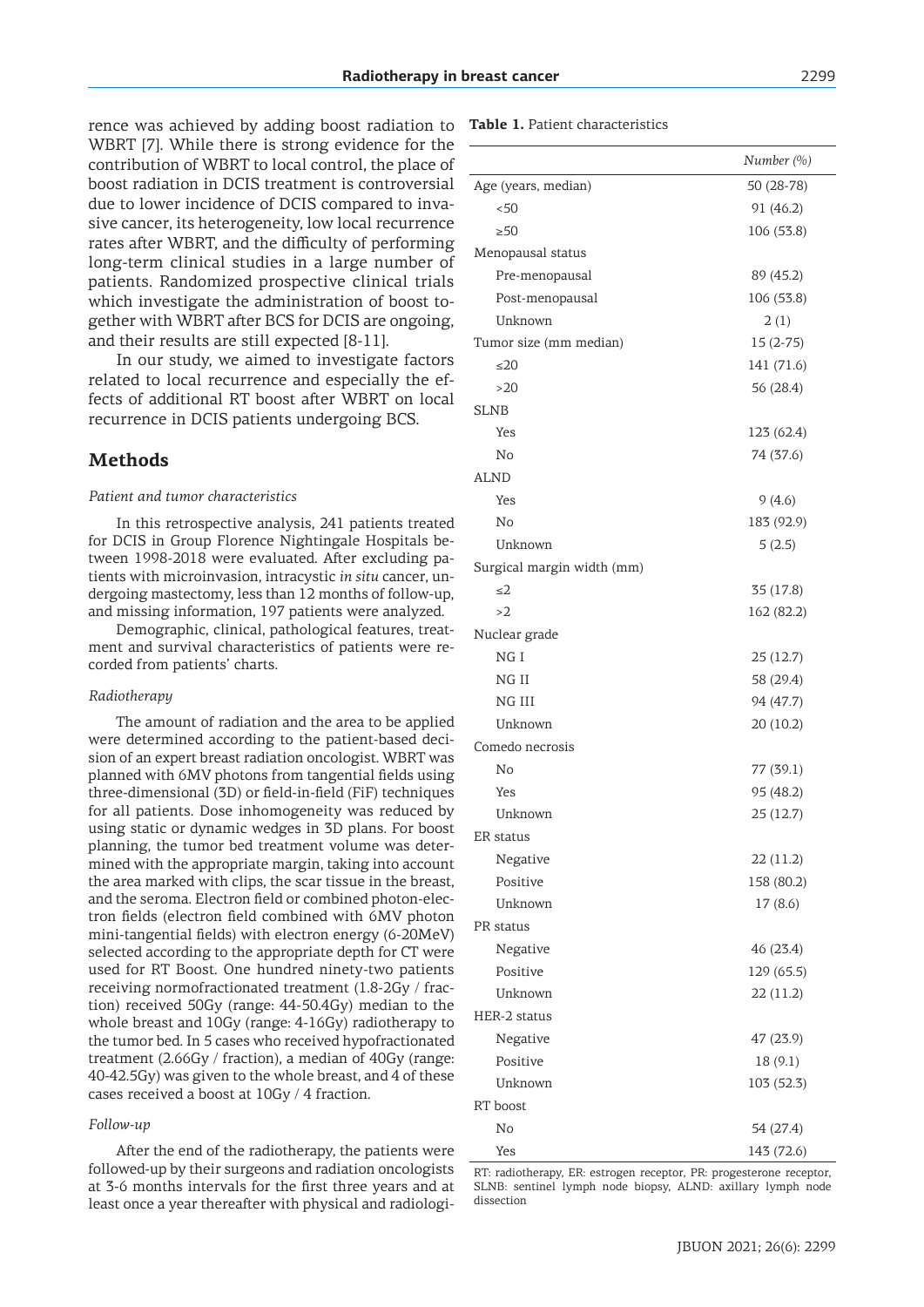rence was achieved by adding boost radiation to WBRT [7]. While there is strong evidence for the contribution of WBRT to local control, the place of boost radiation in DCIS treatment is controversial due to lower incidence of DCIS compared to invasive cancer, its heterogeneity, low local recurrence rates after WBRT, and the difficulty of performing long-term clinical studies in a large number of patients. Randomized prospective clinical trials which investigate the administration of boost together with WBRT after BCS for DCIS are ongoing, and their results are still expected [8-11].

In our study, we aimed to investigate factors related to local recurrence and especially the effects of additional RT boost after WBRT on local recurrence in DCIS patients undergoing BCS.

## Methods

### *Patient and tumor characteristics*

In this retrospective analysis, 241 patients treated for DCIS in Group Florence Nightingale Hospitals between 1998-2018 were evaluated. After excluding patients with microinvasion, intracystic *in situ* cancer, undergoing mastectomy, less than 12 months of follow-up, and missing information, 197 patients were analyzed.

Demographic, clinical, pathological features, treatment and survival characteristics of patients were recorded from patients' charts.

### *Radiotherapy*

The amount of radiation and the area to be applied were determined according to the patient-based decision of an expert breast radiation oncologist. WBRT was planned with 6MV photons from tangential fields using three-dimensional (3D) or field-in-field (FiF) techniques for all patients. Dose inhomogeneity was reduced by using static or dynamic wedges in 3D plans. For boost planning, the tumor bed treatment volume was determined with the appropriate margin, taking into account the area marked with clips, the scar tissue in the breast, and the seroma. Electron field or combined photon-electron fields (electron field combined with 6MV photon mini-tangential fields) with electron energy (6-20MeV) selected according to the appropriate depth for CT were used for RT Boost. One hundred ninety-two patients receiving normofractionated treatment (1.8-2Gy / fraction) received 50Gy (range: 44-50.4Gy) median to the whole breast and 10Gy (range: 4-16Gy) radiotherapy to the tumor bed. In 5 cases who received hypofractionated treatment (2.66Gy / fraction), a median of 40Gy (range: 40-42.5Gy) was given to the whole breast, and 4 of these cases received a boost at 10Gy / 4 fraction.

### *Follow-up*

After the end of the radiotherapy, the patients were followed-up by their surgeons and radiation oncologists at 3-6 months intervals for the first three years and at least once a year thereafter with physical and radiologi-

**Table 1.** Patient characteristics

| | *Number (%)* |
|---|---|
| Age (years, median) | 50 (28-78) |
| <50 | 91 (46.2) |
| ≥50 | 106 (53.8) |
| Menopausal status | |
| Pre-menopausal | 89 (45.2) |
| Post-menopausal | 106 (53.8) |
| Unknown | 2 (1) |
| Tumor size (mm median) | 15 (2-75) |
| ≤20 | 141 (71.6) |
| >20 | 56 (28.4) |
| SLNB | |
| Yes | 123 (62.4) |
| No | 74 (37.6) |
| ALND | |
| Yes | 9 (4.6) |
| No | 183 (92.9) |
| Unknown | 5 (2.5) |
| Surgical margin width (mm) | |
| ≤2 | 35 (17.8) |
| >2 | 162 (82.2) |
| Nuclear grade | |
| NG I | 25 (12.7) |
| NG II | 58 (29.4) |
| NG III | 94 (47.7) |
| Unknown | 20 (10.2) |
| Comedo necrosis | |
| No | 77 (39.1) |
| Yes | 95 (48.2) |
| Unknown | 25 (12.7) |
| ER status | |
| Negative | 22 (11.2) |
| Positive | 158 (80.2) |
| Unknown | 17 (8.6) |
| PR status | |
| Negative | 46 (23.4) |
| Positive | 129 (65.5) |
| Unknown | 22 (11.2) |
| HER-2 status | |
| Negative | 47 (23.9) |
| Positive | 18 (9.1) |
| Unknown | 103 (52.3) |
| RT boost | |
| No | 54 (27.4) |
| Yes | 143 (72.6) |

RT: radiotherapy, ER: estrogen receptor, PR: progesterone receptor, SLNB: sentinel lymph node biopsy, ALND: axillary lymph node dissection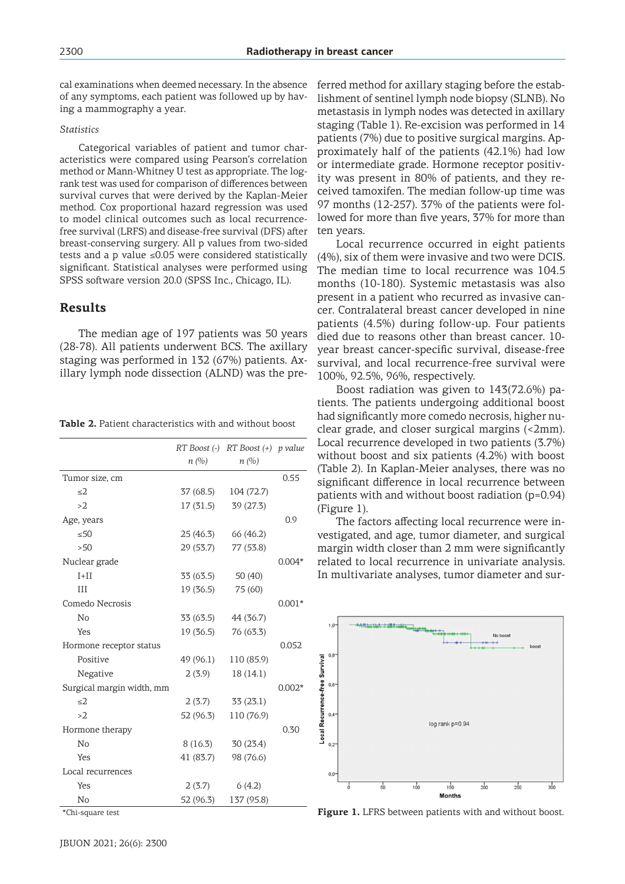cal examinations when deemed necessary. In the absence of any symptoms, each patient was followed up by having a mammography a year.

*Statistics*

Categorical variables of patient and tumor characteristics were compared using Pearson's correlation method or Mann-Whitney U test as appropriate. The log-rank test was used for comparison of differences between survival curves that were derived by the Kaplan-Meier method. Cox proportional hazard regression was used to model clinical outcomes such as local recurrence-free survival (LRFS) and disease-free survival (DFS) after breast-conserving surgery. All p values from two-sided tests and a p value ≤0.05 were considered statistically significant. Statistical analyses were performed using SPSS software version 20.0 (SPSS Inc., Chicago, IL).

## Results

The median age of 197 patients was 50 years (28-78). All patients underwent BCS. The axillary staging was performed in 132 (67%) patients. Axillary lymph node dissection (ALND) was the preferred method for axillary staging before the establishment of sentinel lymph node biopsy (SLNB). No metastasis in lymph nodes was detected in axillary staging (Table 1). Re-excision was performed in 14 patients (7%) due to positive surgical margins. Approximately half of the patients (42.1%) had low or intermediate grade. Hormone receptor positivity was present in 80% of patients, and they received tamoxifen. The median follow-up time was 97 months (12-257). 37% of the patients were followed for more than five years, 37% for more than ten years.

Local recurrence occurred in eight patients (4%), six of them were invasive and two were DCIS. The median time to local recurrence was 104.5 months (10-180). Systemic metastasis was also present in a patient who recurred as invasive cancer. Contralateral breast cancer developed in nine patients (4.5%) during follow-up. Four patients died due to reasons other than breast cancer. 10-year breast cancer-specific survival, disease-free survival, and local recurrence-free survival were 100%, 92.5%, 96%, respectively.

Boost radiation was given to 143(72.6%) patients. The patients undergoing additional boost had significantly more comedo necrosis, higher nuclear grade, and closer surgical margins (<2mm). Local recurrence developed in two patients (3.7%) without boost and six patients (4.2%) with boost (Table 2). In Kaplan-Meier analyses, there was no significant difference in local recurrence between patients with and without boost radiation (p=0.94) (Figure 1).

The factors affecting local recurrence were investigated, and age, tumor diameter, and surgical margin width closer than 2 mm were significantly related to local recurrence in univariate analysis. In multivariate analyses, tumor diameter and sur-

**Table 2.** Patient characteristics with and without boost

| | *RT Boost (-)* *n (%)* | *RT Boost (+)* *n (%)* | *p value* |
|---|---|---|---|
| Tumor size, cm | | | 0.55 |
| ≤2 | 37 (68.5) | 104 (72.7) | |
| >2 | 17 (31.5) | 39 (27.3) | |
| Age, years | | | 0.9 |
| ≤50 | 25 (46.3) | 66 (46.2) | |
| >50 | 29 (53.7) | 77 (53.8) | |
| Nuclear grade | | | 0.004* |
| I+II | 33 (63.5) | 50 (40) | |
| III | 19 (36.5) | 75 (60) | |
| Comedo Necrosis | | | 0.001* |
| No | 33 (63.5) | 44 (36.7) | |
| Yes | 19 (36.5) | 76 (63.3) | |
| Hormone receptor status | | | 0.052 |
| Positive | 49 (96.1) | 110 (85.9) | |
| Negative | 2 (3.9) | 18 (14.1) | |
| Surgical margin width, mm | | | 0.002* |
| ≤2 | 2 (3.7) | 33 (23.1) | |
| >2 | 52 (96.3) | 110 (76.9) | |
| Hormone therapy | | | 0.30 |
| No | 8 (16.3) | 30 (23.4) | |
| Yes | 41 (83.7) | 98 (76.6) | |
| Local recurrences | | | |
| Yes | 2 (3.7) | 6 (4.2) | |
| No | 52 (96.3) | 137 (95.8) | |

*Chi-square test

**Figure 1.** LFRS between patients with and without boost.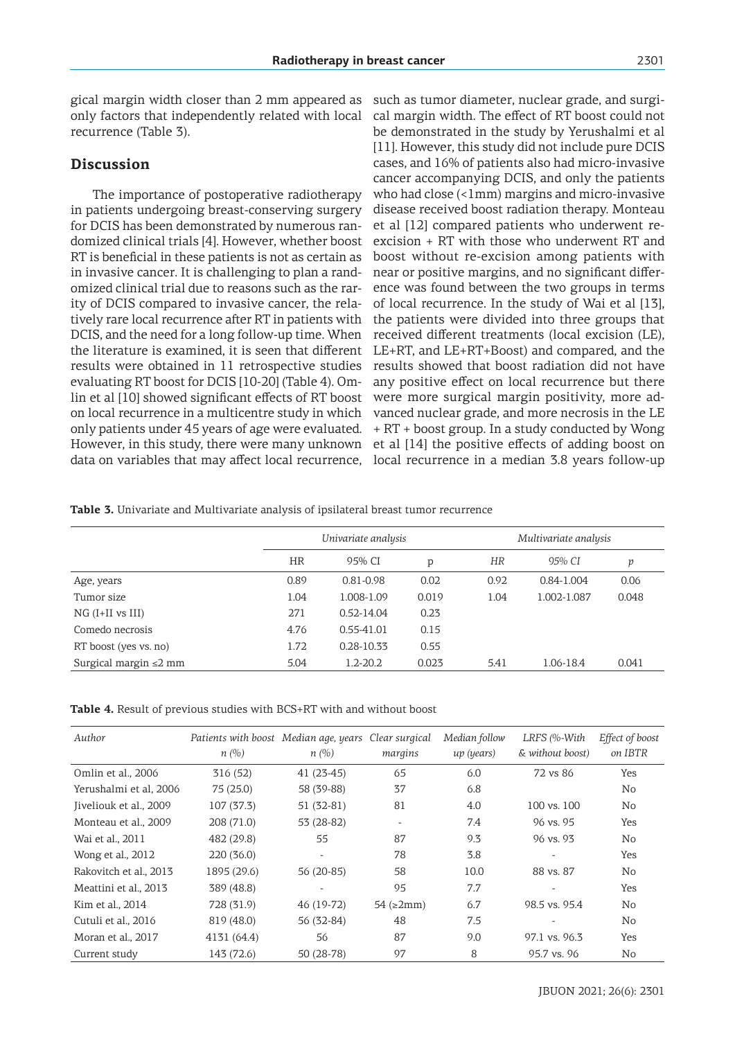gical margin width closer than 2 mm appeared as only factors that independently related with local recurrence (Table 3).

## Discussion

The importance of postoperative radiotherapy in patients undergoing breast-conserving surgery for DCIS has been demonstrated by numerous randomized clinical trials [4]. However, whether boost RT is beneficial in these patients is not as certain as in invasive cancer. It is challenging to plan a randomized clinical trial due to reasons such as the rarity of DCIS compared to invasive cancer, the relatively rare local recurrence after RT in patients with DCIS, and the need for a long follow-up time. When the literature is examined, it is seen that different results were obtained in 11 retrospective studies evaluating RT boost for DCIS [10-20] (Table 4). Omlin et al [10] showed significant effects of RT boost on local recurrence in a multicentre study in which only patients under 45 years of age were evaluated. However, in this study, there were many unknown data on variables that may affect local recurrence, such as tumor diameter, nuclear grade, and surgical margin width. The effect of RT boost could not be demonstrated in the study by Yerushalmi et al [11]. However, this study did not include pure DCIS cases, and 16% of patients also had micro-invasive cancer accompanying DCIS, and only the patients who had close (<1mm) margins and micro-invasive disease received boost radiation therapy. Monteau et al [12] compared patients who underwent re-excision + RT with those who underwent RT and boost without re-excision among patients with near or positive margins, and no significant difference was found between the two groups in terms of local recurrence. In the study of Wai et al [13], the patients were divided into three groups that received different treatments (local excision (LE), LE+RT, and LE+RT+Boost) and compared, and the results showed that boost radiation did not have any positive effect on local recurrence but there were more surgical margin positivity, more advanced nuclear grade, and more necrosis in the LE + RT + boost group. In a study conducted by Wong et al [14] the positive effects of adding boost on local recurrence in a median 3.8 years follow-up

**Table 3.** Univariate and Multivariate analysis of ipsilateral breast tumor recurrence

| | Univariate analysis | | | Multivariate analysis | | |
|---|---|---|---|---|---|---|
| | HR | 95% CI | p | HR | 95% CI | p |
| Age, years | 0.89 | 0.81-0.98 | 0.02 | 0.92 | 0.84-1.004 | 0.06 |
| Tumor size | 1.04 | 1.008-1.09 | 0.019 | 1.04 | 1.002-1.087 | 0.048 |
| NG (I+II vs III) | 271 | 0.52-14.04 | 0.23 | | | |
| Comedo necrosis | 4.76 | 0.55-41.01 | 0.15 | | | |
| RT boost (yes vs. no) | 1.72 | 0.28-10.33 | 0.55 | | | |
| Surgical margin ≤2 mm | 5.04 | 1.2-20.2 | 0.023 | 5.41 | 1.06-18.4 | 0.041 |

**Table 4.** Result of previous studies with BCS+RT with and without boost

| Author | Patients with boost n (%) | Median age, years n (%) | Clear surgical margins | Median follow up (years) | LRFS (%-With & without boost) | Effect of boost on IBTR |
|---|---|---|---|---|---|---|
| Omlin et al., 2006 | 316 (52) | 41 (23-45) | 65 | 6.0 | 72 vs 86 | Yes |
| Yerushalmi et al, 2006 | 75 (25.0) | 58 (39-88) | 37 | 6.8 | | No |
| Jiveliouk et al., 2009 | 107 (37.3) | 51 (32-81) | 81 | 4.0 | 100 vs. 100 | No |
| Monteau et al., 2009 | 208 (71.0) | 53 (28-82) | - | 7.4 | 96 vs. 95 | Yes |
| Wai et al., 2011 | 482 (29.8) | 55 | 87 | 9.3 | 96 vs. 93 | No |
| Wong et al., 2012 | 220 (36.0) | - | 78 | 3.8 | - | Yes |
| Rakovitch et al., 2013 | 1895 (29.6) | 56 (20-85) | 58 | 10.0 | 88 vs. 87 | No |
| Meattini et al., 2013 | 389 (48.8) | - | 95 | 7.7 | - | Yes |
| Kim et al., 2014 | 728 (31.9) | 46 (19-72) | 54 (≥2mm) | 6.7 | 98.5 vs. 95.4 | No |
| Cutuli et al., 2016 | 819 (48.0) | 56 (32-84) | 48 | 7.5 | - | No |
| Moran et al., 2017 | 4131 (64.4) | 56 | 87 | 9.0 | 97.1 vs. 96.3 | Yes |
| Current study | 143 (72.6) | 50 (28-78) | 97 | 8 | 95.7 vs. 96 | No |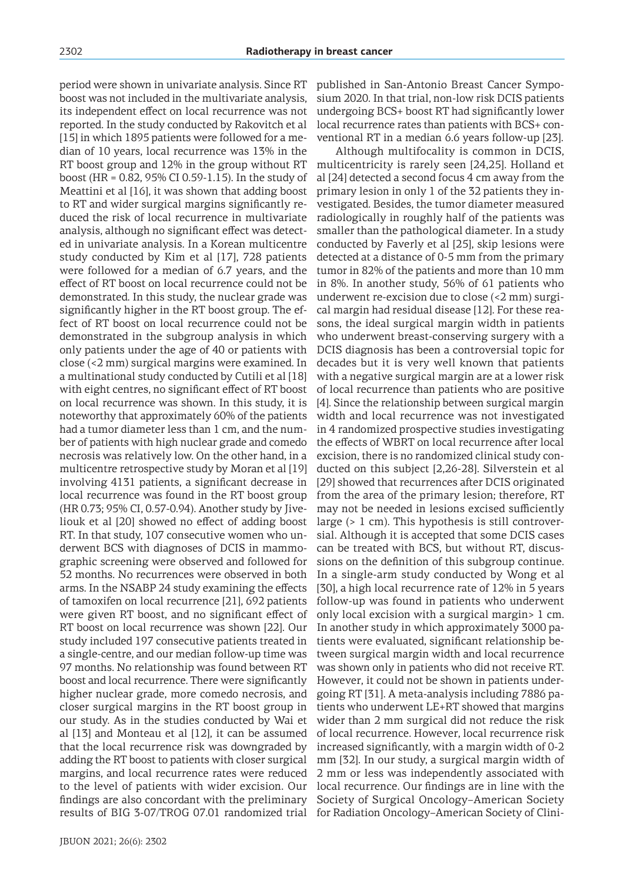period were shown in univariate analysis. Since RT boost was not included in the multivariate analysis, its independent effect on local recurrence was not reported. In the study conducted by Rakovitch et al [15] in which 1895 patients were followed for a median of 10 years, local recurrence was 13% in the RT boost group and 12% in the group without RT boost (HR = 0.82, 95% CI 0.59-1.15). In the study of Meattini et al [16], it was shown that adding boost to RT and wider surgical margins significantly reduced the risk of local recurrence in multivariate analysis, although no significant effect was detected in univariate analysis. In a Korean multicentre study conducted by Kim et al [17], 728 patients were followed for a median of 6.7 years, and the effect of RT boost on local recurrence could not be demonstrated. In this study, the nuclear grade was significantly higher in the RT boost group. The effect of RT boost on local recurrence could not be demonstrated in the subgroup analysis in which only patients under the age of 40 or patients with close (<2 mm) surgical margins were examined. In a multinational study conducted by Cutili et al [18] with eight centres, no significant effect of RT boost on local recurrence was shown. In this study, it is noteworthy that approximately 60% of the patients had a tumor diameter less than 1 cm, and the number of patients with high nuclear grade and comedo necrosis was relatively low. On the other hand, in a multicentre retrospective study by Moran et al [19] involving 4131 patients, a significant decrease in local recurrence was found in the RT boost group (HR 0.73; 95% CI, 0.57-0.94). Another study by Jiveliouk et al [20] showed no effect of adding boost RT. In that study, 107 consecutive women who underwent BCS with diagnoses of DCIS in mammographic screening were observed and followed for 52 months. No recurrences were observed in both arms. In the NSABP 24 study examining the effects of tamoxifen on local recurrence [21], 692 patients were given RT boost, and no significant effect of RT boost on local recurrence was shown [22]. Our study included 197 consecutive patients treated in a single-centre, and our median follow-up time was 97 months. No relationship was found between RT boost and local recurrence. There were significantly higher nuclear grade, more comedo necrosis, and closer surgical margins in the RT boost group in our study. As in the studies conducted by Wai et al [13] and Monteau et al [12], it can be assumed that the local recurrence risk was downgraded by adding the RT boost to patients with closer surgical margins, and local recurrence rates were reduced to the level of patients with wider excision. Our findings are also concordant with the preliminary results of BIG 3-07/TROG 07.01 randomized trial published in San-Antonio Breast Cancer Symposium 2020. In that trial, non-low risk DCIS patients undergoing BCS+ boost RT had significantly lower local recurrence rates than patients with BCS+ conventional RT in a median 6.6 years follow-up [23].

Although multifocality is common in DCIS, multicentricity is rarely seen [24,25]. Holland et al [24] detected a second focus 4 cm away from the primary lesion in only 1 of the 32 patients they investigated. Besides, the tumor diameter measured radiologically in roughly half of the patients was smaller than the pathological diameter. In a study conducted by Faverly et al [25], skip lesions were detected at a distance of 0-5 mm from the primary tumor in 82% of the patients and more than 10 mm in 8%. In another study, 56% of 61 patients who underwent re-excision due to close (<2 mm) surgical margin had residual disease [12]. For these reasons, the ideal surgical margin width in patients who underwent breast-conserving surgery with a DCIS diagnosis has been a controversial topic for decades but it is very well known that patients with a negative surgical margin are at a lower risk of local recurrence than patients who are positive [4]. Since the relationship between surgical margin width and local recurrence was not investigated in 4 randomized prospective studies investigating the effects of WBRT on local recurrence after local excision, there is no randomized clinical study conducted on this subject [2,26-28]. Silverstein et al [29] showed that recurrences after DCIS originated from the area of the primary lesion; therefore, RT may not be needed in lesions excised sufficiently large (> 1 cm). This hypothesis is still controversial. Although it is accepted that some DCIS cases can be treated with BCS, but without RT, discussions on the definition of this subgroup continue. In a single-arm study conducted by Wong et al [30], a high local recurrence rate of 12% in 5 years follow-up was found in patients who underwent only local excision with a surgical margin> 1 cm. In another study in which approximately 3000 patients were evaluated, significant relationship between surgical margin width and local recurrence was shown only in patients who did not receive RT. However, it could not be shown in patients undergoing RT [31]. A meta-analysis including 7886 patients who underwent LE+RT showed that margins wider than 2 mm surgical did not reduce the risk of local recurrence. However, local recurrence risk increased significantly, with a margin width of 0-2 mm [32]. In our study, a surgical margin width of 2 mm or less was independently associated with local recurrence. Our findings are in line with the Society of Surgical Oncology–American Society for Radiation Oncology–American Society of Clini-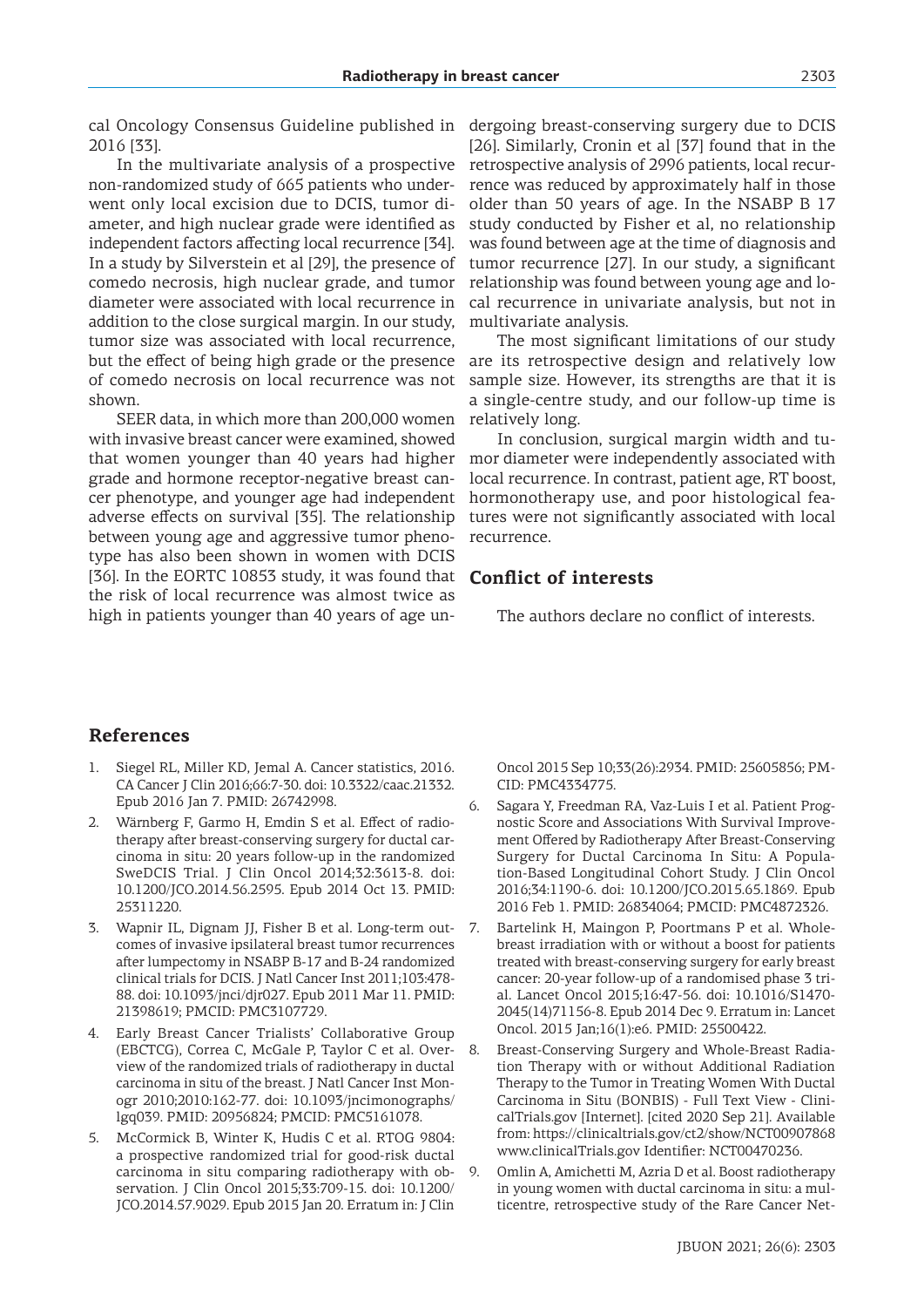cal Oncology Consensus Guideline published in 2016 [33].

In the multivariate analysis of a prospective non-randomized study of 665 patients who underwent only local excision due to DCIS, tumor diameter, and high nuclear grade were identified as independent factors affecting local recurrence [34]. In a study by Silverstein et al [29], the presence of comedo necrosis, high nuclear grade, and tumor diameter were associated with local recurrence in addition to the close surgical margin. In our study, tumor size was associated with local recurrence, but the effect of being high grade or the presence of comedo necrosis on local recurrence was not shown.

SEER data, in which more than 200,000 women with invasive breast cancer were examined, showed that women younger than 40 years had higher grade and hormone receptor-negative breast cancer phenotype, and younger age had independent adverse effects on survival [35]. The relationship between young age and aggressive tumor phenotype has also been shown in women with DCIS [36]. In the EORTC 10853 study, it was found that the risk of local recurrence was almost twice as high in patients younger than 40 years of age undergoing breast-conserving surgery due to DCIS [26]. Similarly, Cronin et al [37] found that in the retrospective analysis of 2996 patients, local recurrence was reduced by approximately half in those older than 50 years of age. In the NSABP B 17 study conducted by Fisher et al, no relationship was found between age at the time of diagnosis and tumor recurrence [27]. In our study, a significant relationship was found between young age and local recurrence in univariate analysis, but not in multivariate analysis.

The most significant limitations of our study are its retrospective design and relatively low sample size. However, its strengths are that it is a single-centre study, and our follow-up time is relatively long.

In conclusion, surgical margin width and tumor diameter were independently associated with local recurrence. In contrast, patient age, RT boost, hormonotherapy use, and poor histological features were not significantly associated with local recurrence.

## Conflict of interests

The authors declare no conflict of interests.

## References

1. Siegel RL, Miller KD, Jemal A. Cancer statistics, 2016. CA Cancer J Clin 2016;66:7-30. doi: 10.3322/caac.21332. Epub 2016 Jan 7. PMID: 26742998.
2. Wärnberg F, Garmo H, Emdin S et al. Effect of radiotherapy after breast-conserving surgery for ductal carcinoma in situ: 20 years follow-up in the randomized SweDCIS Trial. J Clin Oncol 2014;32:3613-8. doi: 10.1200/JCO.2014.56.2595. Epub 2014 Oct 13. PMID: 25311220.
3. Wapnir IL, Dignam JJ, Fisher B et al. Long-term outcomes of invasive ipsilateral breast tumor recurrences after lumpectomy in NSABP B-17 and B-24 randomized clinical trials for DCIS. J Natl Cancer Inst 2011;103:478-88. doi: 10.1093/jnci/djr027. Epub 2011 Mar 11. PMID: 21398619; PMCID: PMC3107729.
4. Early Breast Cancer Trialists' Collaborative Group (EBCTCG), Correa C, McGale P, Taylor C et al. Overview of the randomized trials of radiotherapy in ductal carcinoma in situ of the breast. J Natl Cancer Inst Monogr 2010;2010:162-77. doi: 10.1093/jncimonographs/lgq039. PMID: 20956824; PMCID: PMC5161078.
5. McCormick B, Winter K, Hudis C et al. RTOG 9804: a prospective randomized trial for good-risk ductal carcinoma in situ comparing radiotherapy with observation. J Clin Oncol 2015;33:709-15. doi: 10.1200/JCO.2014.57.9029. Epub 2015 Jan 20. Erratum in: J Clin Oncol 2015 Sep 10;33(26):2934. PMID: 25605856; PMCID: PMC4334775.
6. Sagara Y, Freedman RA, Vaz-Luis I et al. Patient Prognostic Score and Associations With Survival Improvement Offered by Radiotherapy After Breast-Conserving Surgery for Ductal Carcinoma In Situ: A Population-Based Longitudinal Cohort Study. J Clin Oncol 2016;34:1190-6. doi: 10.1200/JCO.2015.65.1869. Epub 2016 Feb 1. PMID: 26834064; PMCID: PMC4872326.
7. Bartelink H, Maingon P, Poortmans P et al. Whole-breast irradiation with or without a boost for patients treated with breast-conserving surgery for early breast cancer: 20-year follow-up of a randomised phase 3 trial. Lancet Oncol 2015;16:47-56. doi: 10.1016/S1470-2045(14)71156-8. Epub 2014 Dec 9. Erratum in: Lancet Oncol. 2015 Jan;16(1):e6. PMID: 25500422.
8. Breast-Conserving Surgery and Whole-Breast Radiation Therapy with or without Additional Radiation Therapy to the Tumor in Treating Women With Ductal Carcinoma in Situ (BONBIS) - Full Text View - ClinicalTrials.gov [Internet]. [cited 2020 Sep 21]. Available from: https://clinicaltrials.gov/ct2/show/NCT00907868 www.clinicalTrials.gov Identifier: NCT00470236.
9. Omlin A, Amichetti M, Azria D et al. Boost radiotherapy in young women with ductal carcinoma in situ: a multicentre, retrospective study of the Rare Cancer Net-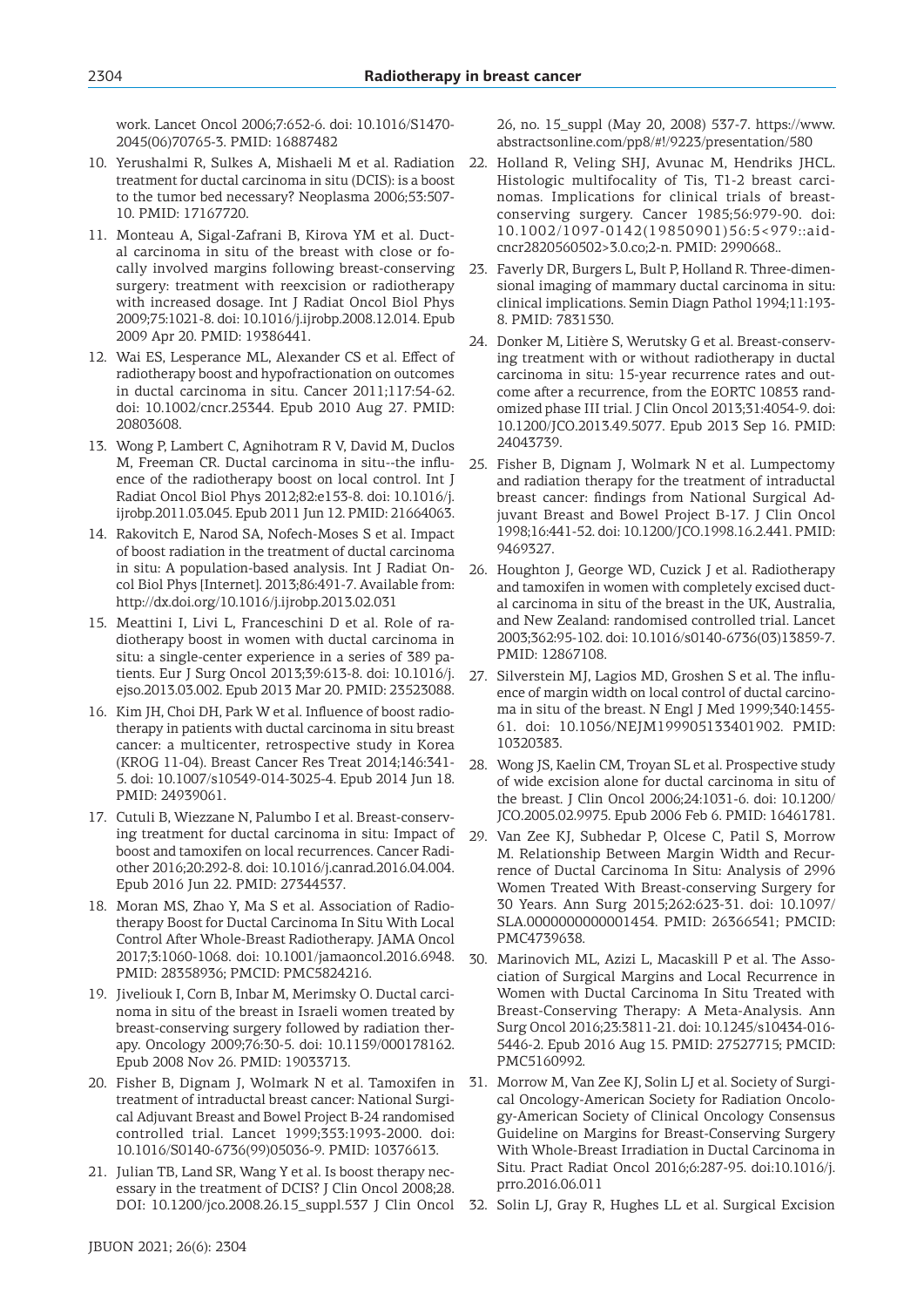work. Lancet Oncol 2006;7:652-6. doi: 10.1016/S1470-2045(06)70765-3. PMID: 16887482

10. Yerushalmi R, Sulkes A, Mishaeli M et al. Radiation treatment for ductal carcinoma in situ (DCIS): is a boost to the tumor bed necessary? Neoplasma 2006;53:507-10. PMID: 17167720.
11. Monteau A, Sigal-Zafrani B, Kirova YM et al. Ductal carcinoma in situ of the breast with close or focally involved margins following breast-conserving surgery: treatment with reexcision or radiotherapy with increased dosage. Int J Radiat Oncol Biol Phys 2009;75:1021-8. doi: 10.1016/j.ijrobp.2008.12.014. Epub 2009 Apr 20. PMID: 19386441.
12. Wai ES, Lesperance ML, Alexander CS et al. Effect of radiotherapy boost and hypofractionation on outcomes in ductal carcinoma in situ. Cancer 2011;117:54-62. doi: 10.1002/cncr.25344. Epub 2010 Aug 27. PMID: 20803608.
13. Wong P, Lambert C, Agnihotram R V, David M, Duclos M, Freeman CR. Ductal carcinoma in situ--the influence of the radiotherapy boost on local control. Int J Radiat Oncol Biol Phys 2012;82:e153-8. doi: 10.1016/j.ijrobp.2011.03.045. Epub 2011 Jun 12. PMID: 21664063.
14. Rakovitch E, Narod SA, Nofech-Moses S et al. Impact of boost radiation in the treatment of ductal carcinoma in situ: A population-based analysis. Int J Radiat Oncol Biol Phys [Internet]. 2013;86:491-7. Available from: http://dx.doi.org/10.1016/j.ijrobp.2013.02.031
15. Meattini I, Livi L, Franceschini D et al. Role of radiotherapy boost in women with ductal carcinoma in situ: a single-center experience in a series of 389 patients. Eur J Surg Oncol 2013;39:613-8. doi: 10.1016/j.ejso.2013.03.002. Epub 2013 Mar 20. PMID: 23523088.
16. Kim JH, Choi DH, Park W et al. Influence of boost radiotherapy in patients with ductal carcinoma in situ breast cancer: a multicenter, retrospective study in Korea (KROG 11-04). Breast Cancer Res Treat 2014;146:341-5. doi: 10.1007/s10549-014-3025-4. Epub 2014 Jun 18. PMID: 24939061.
17. Cutuli B, Wiezzane N, Palumbo I et al. Breast-conserving treatment for ductal carcinoma in situ: Impact of boost and tamoxifen on local recurrences. Cancer Radiother 2016;20:292-8. doi: 10.1016/j.canrad.2016.04.004. Epub 2016 Jun 22. PMID: 27344537.
18. Moran MS, Zhao Y, Ma S et al. Association of Radiotherapy Boost for Ductal Carcinoma In Situ With Local Control After Whole-Breast Radiotherapy. JAMA Oncol 2017;3:1060-1068. doi: 10.1001/jamaoncol.2016.6948. PMID: 28358936; PMCID: PMC5824216.
19. Jiveliouk I, Corn B, Inbar M, Merimsky O. Ductal carcinoma in situ of the breast in Israeli women treated by breast-conserving surgery followed by radiation therapy. Oncology 2009;76:30-5. doi: 10.1159/000178162. Epub 2008 Nov 26. PMID: 19033713.
20. Fisher B, Dignam J, Wolmark N et al. Tamoxifen in treatment of intraductal breast cancer: National Surgical Adjuvant Breast and Bowel Project B-24 randomised controlled trial. Lancet 1999;353:1993-2000. doi: 10.1016/S0140-6736(99)05036-9. PMID: 10376613.
21. Julian TB, Land SR, Wang Y et al. Is boost therapy necessary in the treatment of DCIS? J Clin Oncol 2008;28. DOI: 10.1200/jco.2008.26.15_suppl.537 J Clin Oncol 26, no. 15_suppl (May 20, 2008) 537-7. https://www.abstractsonline.com/pp8/#!/9223/presentation/580
22. Holland R, Veling SHJ, Avunac M, Hendriks JHCL. Histologic multifocality of Tis, T1-2 breast carcinomas. Implications for clinical trials of breast-conserving surgery. Cancer 1985;56:979-90. doi: 10.1002/1097-0142(19850901)56:5<979::aid-cncr2820560502>3.0.co;2-n. PMID: 2990668..
23. Faverly DR, Burgers L, Bult P, Holland R. Three-dimensional imaging of mammary ductal carcinoma in situ: clinical implications. Semin Diagn Pathol 1994;11:193-8. PMID: 7831530.
24. Donker M, Litière S, Werutsky G et al. Breast-conserving treatment with or without radiotherapy in ductal carcinoma in situ: 15-year recurrence rates and outcome after a recurrence, from the EORTC 10853 randomized phase III trial. J Clin Oncol 2013;31:4054-9. doi: 10.1200/JCO.2013.49.5077. Epub 2013 Sep 16. PMID: 24043739.
25. Fisher B, Dignam J, Wolmark N et al. Lumpectomy and radiation therapy for the treatment of intraductal breast cancer: findings from National Surgical Adjuvant Breast and Bowel Project B-17. J Clin Oncol 1998;16:441-52. doi: 10.1200/JCO.1998.16.2.441. PMID: 9469327.
26. Houghton J, George WD, Cuzick J et al. Radiotherapy and tamoxifen in women with completely excised ductal carcinoma in situ of the breast in the UK, Australia, and New Zealand: randomised controlled trial. Lancet 2003;362:95-102. doi: 10.1016/s0140-6736(03)13859-7. PMID: 12867108.
27. Silverstein MJ, Lagios MD, Groshen S et al. The influence of margin width on local control of ductal carcinoma in situ of the breast. N Engl J Med 1999;340:1455-61. doi: 10.1056/NEJM199905133401902. PMID: 10320383.
28. Wong JS, Kaelin CM, Troyan SL et al. Prospective study of wide excision alone for ductal carcinoma in situ of the breast. J Clin Oncol 2006;24:1031-6. doi: 10.1200/JCO.2005.02.9975. Epub 2006 Feb 6. PMID: 16461781.
29. Van Zee KJ, Subhedar P, Olcese C, Patil S, Morrow M. Relationship Between Margin Width and Recurrence of Ductal Carcinoma In Situ: Analysis of 2996 Women Treated With Breast-conserving Surgery for 30 Years. Ann Surg 2015;262:623-31. doi: 10.1097/SLA.0000000000001454. PMID: 26366541; PMCID: PMC4739638.
30. Marinovich ML, Azizi L, Macaskill P et al. The Association of Surgical Margins and Local Recurrence in Women with Ductal Carcinoma In Situ Treated with Breast-Conserving Therapy: A Meta-Analysis. Ann Surg Oncol 2016;23:3811-21. doi: 10.1245/s10434-016-5446-2. Epub 2016 Aug 15. PMID: 27527715; PMCID: PMC5160992.
31. Morrow M, Van Zee KJ, Solin LJ et al. Society of Surgical Oncology-American Society for Radiation Oncology-American Society of Clinical Oncology Consensus Guideline on Margins for Breast-Conserving Surgery With Whole-Breast Irradiation in Ductal Carcinoma in Situ. Pract Radiat Oncol 2016;6:287-95. doi:10.1016/j.prro.2016.06.011
32. Solin LJ, Gray R, Hughes LL et al. Surgical Excision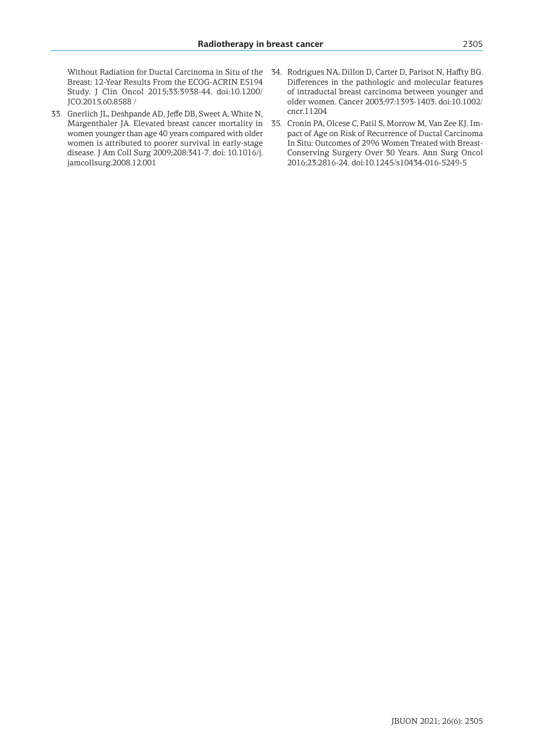Without Radiation for Ductal Carcinoma in Situ of the Breast: 12-Year Results From the ECOG-ACRIN E5194 Study. J Clin Oncol 2015;33:3938-44. doi:10.1200/JCO.2015.60.8588 /

33. Gnerlich JL, Deshpande AD, Jeffe DB, Sweet A, White N, Margenthaler JA. Elevated breast cancer mortality in women younger than age 40 years compared with older women is attributed to poorer survival in early-stage disease. J Am Coll Surg 2009;208:341-7. doi: 10.1016/j.jamcollsurg.2008.12.001
34. Rodrigues NA, Dillon D, Carter D, Parisot N, Haffty BG. Differences in the pathologic and molecular features of intraductal breast carcinoma between younger and older women. Cancer 2003;97:1393-1403. doi:10.1002/cncr.11204
35. Cronin PA, Olcese C, Patil S, Morrow M, Van Zee KJ. Impact of Age on Risk of Recurrence of Ductal Carcinoma In Situ: Outcomes of 2996 Women Treated with Breast-Conserving Surgery Over 30 Years. Ann Surg Oncol 2016;23:2816-24. doi:10.1245/s10434-016-5249-5